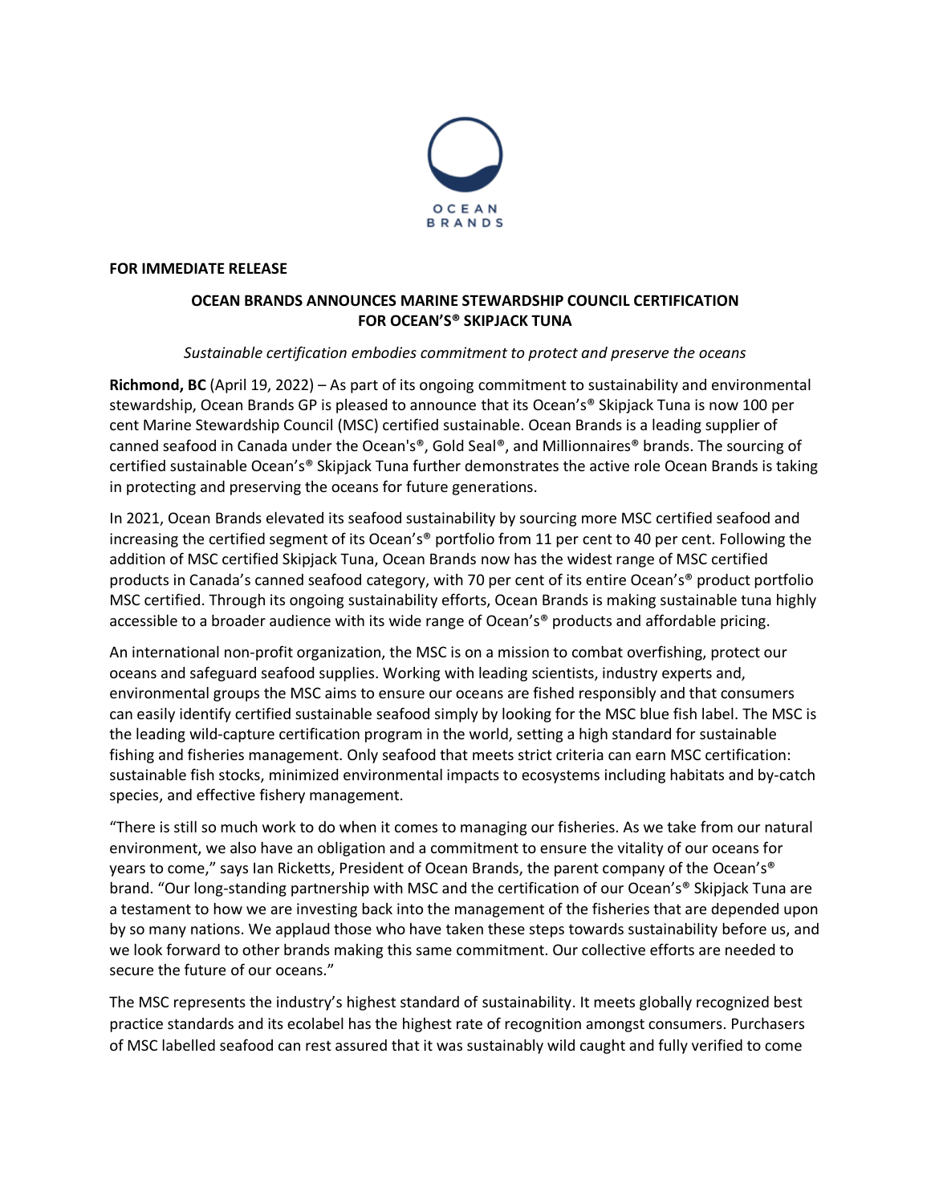OCEAN BRANDS

**FOR IMMEDIATE RELEASE**

# OCEAN BRANDS ANNOUNCES MARINE STEWARDSHIP COUNCIL CERTIFICATION FOR OCEAN'S® SKIPJACK TUNA

*Sustainable certification embodies commitment to protect and preserve the oceans*

**Richmond, BC** (April 19, 2022) – As part of its ongoing commitment to sustainability and environmental stewardship, Ocean Brands GP is pleased to announce that its Ocean's® Skipjack Tuna is now 100 per cent Marine Stewardship Council (MSC) certified sustainable. Ocean Brands is a leading supplier of canned seafood in Canada under the Ocean's®, Gold Seal®, and Millionnaires® brands. The sourcing of certified sustainable Ocean's® Skipjack Tuna further demonstrates the active role Ocean Brands is taking in protecting and preserving the oceans for future generations.

In 2021, Ocean Brands elevated its seafood sustainability by sourcing more MSC certified seafood and increasing the certified segment of its Ocean's® portfolio from 11 per cent to 40 per cent. Following the addition of MSC certified Skipjack Tuna, Ocean Brands now has the widest range of MSC certified products in Canada's canned seafood category, with 70 per cent of its entire Ocean's® product portfolio MSC certified. Through its ongoing sustainability efforts, Ocean Brands is making sustainable tuna highly accessible to a broader audience with its wide range of Ocean's® products and affordable pricing.

An international non-profit organization, the MSC is on a mission to combat overfishing, protect our oceans and safeguard seafood supplies. Working with leading scientists, industry experts and, environmental groups the MSC aims to ensure our oceans are fished responsibly and that consumers can easily identify certified sustainable seafood simply by looking for the MSC blue fish label. The MSC is the leading wild-capture certification program in the world, setting a high standard for sustainable fishing and fisheries management. Only seafood that meets strict criteria can earn MSC certification: sustainable fish stocks, minimized environmental impacts to ecosystems including habitats and by-catch species, and effective fishery management.

"There is still so much work to do when it comes to managing our fisheries. As we take from our natural environment, we also have an obligation and a commitment to ensure the vitality of our oceans for years to come," says Ian Ricketts, President of Ocean Brands, the parent company of the Ocean's® brand. "Our long-standing partnership with MSC and the certification of our Ocean's® Skipjack Tuna are a testament to how we are investing back into the management of the fisheries that are depended upon by so many nations. We applaud those who have taken these steps towards sustainability before us, and we look forward to other brands making this same commitment. Our collective efforts are needed to secure the future of our oceans."

The MSC represents the industry's highest standard of sustainability. It meets globally recognized best practice standards and its ecolabel has the highest rate of recognition amongst consumers. Purchasers of MSC labelled seafood can rest assured that it was sustainably wild caught and fully verified to come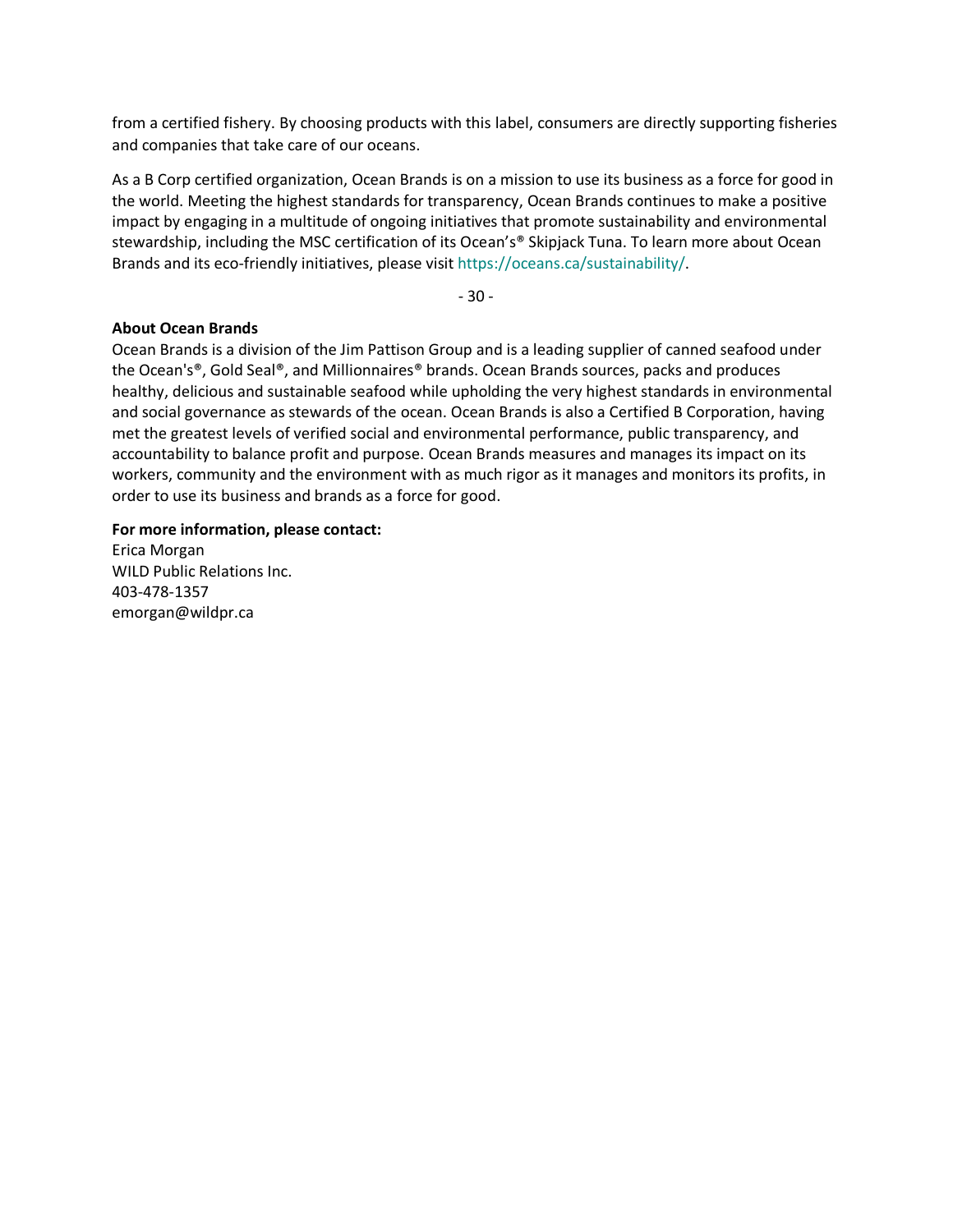from a certified fishery. By choosing products with this label, consumers are directly supporting fisheries and companies that take care of our oceans.

As a B Corp certified organization, Ocean Brands is on a mission to use its business as a force for good in the world. Meeting the highest standards for transparency, Ocean Brands continues to make a positive impact by engaging in a multitude of ongoing initiatives that promote sustainability and environmental stewardship, including the MSC certification of its Ocean's® Skipjack Tuna. To learn more about Ocean Brands and its eco-friendly initiatives, please visit https://oceans.ca/sustainability/.

- 30 -

**About Ocean Brands**
Ocean Brands is a division of the Jim Pattison Group and is a leading supplier of canned seafood under the Ocean's®, Gold Seal®, and Millionnaires® brands. Ocean Brands sources, packs and produces healthy, delicious and sustainable seafood while upholding the very highest standards in environmental and social governance as stewards of the ocean. Ocean Brands is also a Certified B Corporation, having met the greatest levels of verified social and environmental performance, public transparency, and accountability to balance profit and purpose. Ocean Brands measures and manages its impact on its workers, community and the environment with as much rigor as it manages and monitors its profits, in order to use its business and brands as a force for good.

**For more information, please contact:**
Erica Morgan
WILD Public Relations Inc.
403-478-1357
emorgan@wildpr.ca